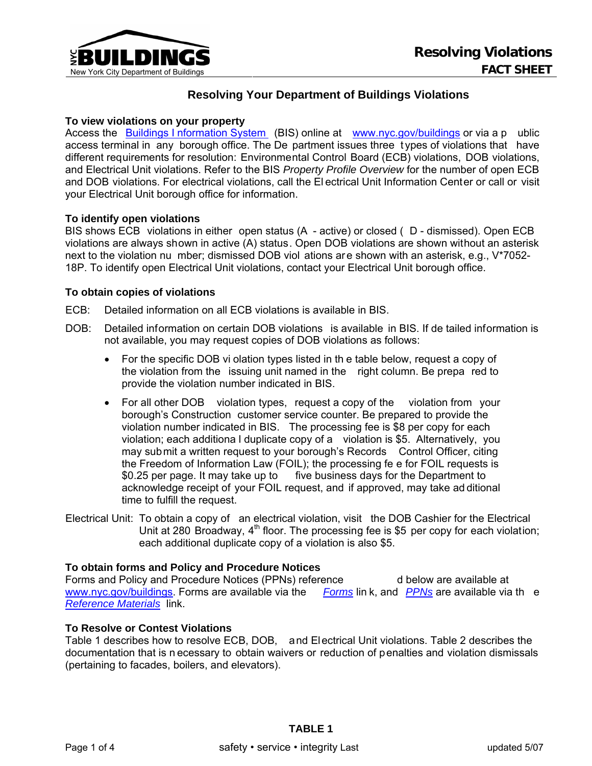# Resolving Violations
## FACT SHEET

### Resolving Your Department of Buildings Violations

**To view violations on your property**

Access the Buildings Information System (BIS) online at www.nyc.gov/buildings or via a public access terminal in any borough office. The Department issues three types of violations that have different requirements for resolution: Environmental Control Board (ECB) violations, DOB violations, and Electrical Unit violations. Refer to the BIS *Property Profile Overview* for the number of open ECB and DOB violations. For electrical violations, call the Electrical Unit Information Center or call or visit your Electrical Unit borough office for information.

**To identify open violations**

BIS shows ECB violations in either open status (A - active) or closed (D - dismissed). Open ECB violations are always shown in active (A) status. Open DOB violations are shown without an asterisk next to the violation number; dismissed DOB violations are shown with an asterisk, e.g., V*7052-18P. To identify open Electrical Unit violations, contact your Electrical Unit borough office.

**To obtain copies of violations**

ECB: Detailed information on all ECB violations is available in BIS.

DOB: Detailed information on certain DOB violations is available in BIS. If detailed information is not available, you may request copies of DOB violations as follows:

- For the specific DOB violation types listed in the table below, request a copy of the violation from the issuing unit named in the right column. Be prepared to provide the violation number indicated in BIS.
- For all other DOB violation types, request a copy of the violation from your borough's Construction customer service counter. Be prepared to provide the violation number indicated in BIS. The processing fee is $8 per copy for each violation; each additional duplicate copy of a violation is $5. Alternatively, you may submit a written request to your borough's Records Control Officer, citing the Freedom of Information Law (FOIL); the processing fee for FOIL requests is $0.25 per page. It may take up to five business days for the Department to acknowledge receipt of your FOIL request, and if approved, may take additional time to fulfill the request.

Electrical Unit: To obtain a copy of an electrical violation, visit the DOB Cashier for the Electrical Unit at 280 Broadway, 4th floor. The processing fee is $5 per copy for each violation; each additional duplicate copy of a violation is also $5.

**To obtain forms and Policy and Procedure Notices**

Forms and Policy and Procedure Notices (PPNs) referenced below are available at www.nyc.gov/buildings. Forms are available via the *Forms* link, and *PPNs* are available via the *Reference Materials* link.

**To Resolve or Contest Violations**

Table 1 describes how to resolve ECB, DOB, and Electrical Unit violations. Table 2 describes the documentation that is necessary to obtain waivers or reduction of penalties and violation dismissals (pertaining to facades, boilers, and elevators).

**TABLE 1**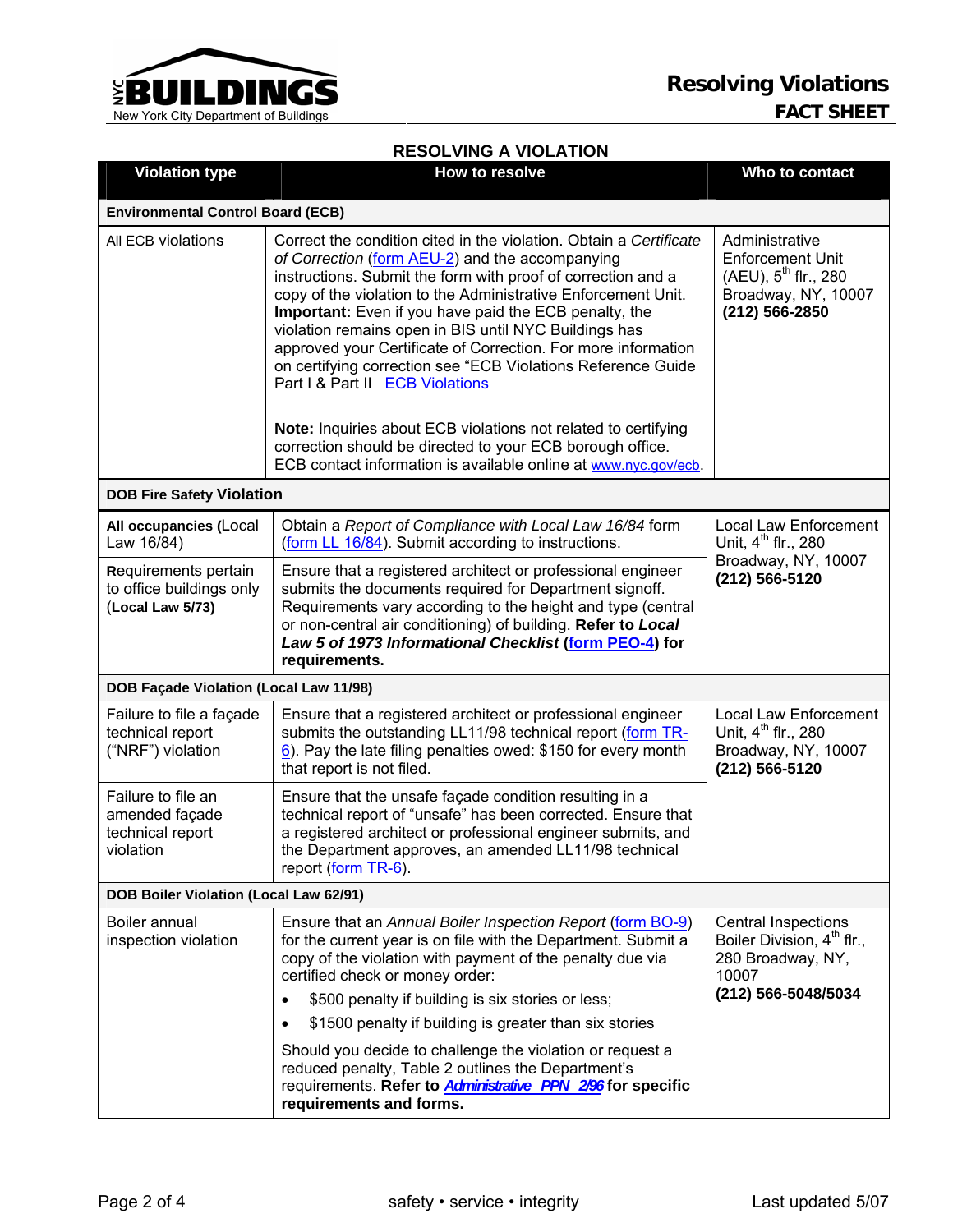## RESOLVING A VIOLATION

| Violation type | How to resolve | Who to contact |
|---|---|---|
| **Environmental Control Board (ECB)** | | |
| All ECB violations | Correct the condition cited in the violation. Obtain a *Certificate of Correction* (form AEU-2) and the accompanying instructions. Submit the form with proof of correction and a copy of the violation to the Administrative Enforcement Unit. **Important:** Even if you have paid the ECB penalty, the violation remains open in BIS until NYC Buildings has approved your Certificate of Correction. For more information on certifying correction see "ECB Violations Reference Guide Part I & Part II ECB Violations<br><br>**Note:** Inquiries about ECB violations not related to certifying correction should be directed to your ECB borough office. ECB contact information is available online at www.nyc.gov/ecb. | Administrative Enforcement Unit (AEU), 5th flr., 280 Broadway, NY, 10007 **(212) 566-2850** |
| **DOB Fire Safety Violation** | | |
| **All occupancies** (Local Law 16/84) | Obtain a *Report of Compliance with Local Law 16/84* form (form LL 16/84). Submit according to instructions. | Local Law Enforcement Unit, 4th flr., 280 Broadway, NY, 10007 **(212) 566-5120** |
| Requirements pertain to office buildings only (**Local Law 5/73**) | Ensure that a registered architect or professional engineer submits the documents required for Department signoff. Requirements vary according to the height and type (central or non-central air conditioning) of building. **Refer to *Local Law 5 of 1973 Informational Checklist* (form PEO-4) for requirements.** | |
| **DOB Façade Violation (Local Law 11/98)** | | |
| Failure to file a façade technical report ("NRF") violation | Ensure that a registered architect or professional engineer submits the outstanding LL11/98 technical report (form TR-6). Pay the late filing penalties owed: $150 for every month that report is not filed. | Local Law Enforcement Unit, 4th flr., 280 Broadway, NY, 10007 **(212) 566-5120** |
| Failure to file an amended façade technical report violation | Ensure that the unsafe façade condition resulting in a technical report of "unsafe" has been corrected. Ensure that a registered architect or professional engineer submits, and the Department approves, an amended LL11/98 technical report (form TR-6). | |
| **DOB Boiler Violation (Local Law 62/91)** | | |
| Boiler annual inspection violation | Ensure that an *Annual Boiler Inspection Report* (form BO-9) for the current year is on file with the Department. Submit a copy of the violation with payment of the penalty due via certified check or money order:<br>• $500 penalty if building is six stories or less;<br>• $1500 penalty if building is greater than six stories<br><br>Should you decide to challenge the violation or request a reduced penalty, Table 2 outlines the Department's requirements. **Refer to *Administrative PPN 2/96* for specific requirements and forms.** | Central Inspections Boiler Division, 4th flr., 280 Broadway, NY, 10007 **(212) 566-5048/5034** |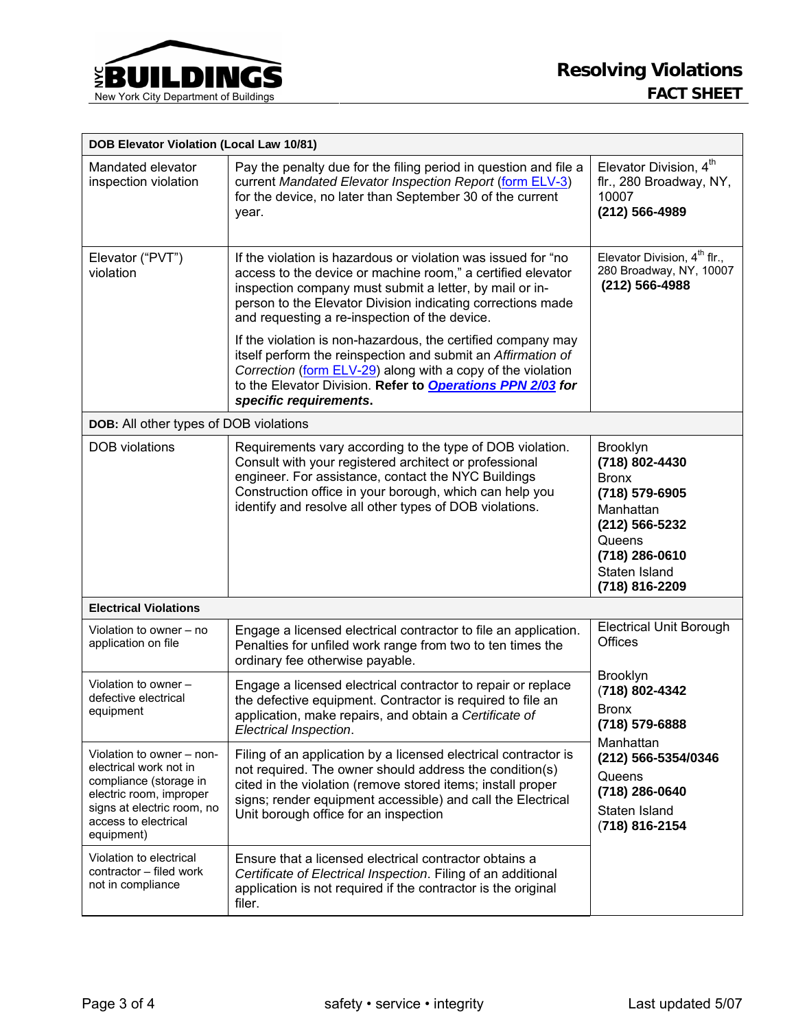| DOB Elevator Violation (Local Law 10/81) | | |
|---|---|---|
| Mandated elevator inspection violation | Pay the penalty due for the filing period in question and file a current *Mandated Elevator Inspection Report* (form ELV-3) for the device, no later than September 30 of the current year. | Elevator Division, 4th flr., 280 Broadway, NY, 10007 **(212) 566-4989** |
| Elevator ("PVT") violation | If the violation is hazardous or violation was issued for "no access to the device or machine room," a certified elevator inspection company must submit a letter, by mail or in-person to the Elevator Division indicating corrections made and requesting a re-inspection of the device. If the violation is non-hazardous, the certified company may itself perform the reinspection and submit an *Affirmation of Correction* (form ELV-29) along with a copy of the violation to the Elevator Division. **Refer to *Operations PPN 2/03* for *specific requirements*.** | Elevator Division, 4th flr., 280 Broadway, NY, 10007 **(212) 566-4988** |
| **DOB:** All other types of DOB violations | | |
| DOB violations | Requirements vary according to the type of DOB violation. Consult with your registered architect or professional engineer. For assistance, contact the NYC Buildings Construction office in your borough, which can help you identify and resolve all other types of DOB violations. | Brooklyn **(718) 802-4430** Bronx **(718) 579-6905** Manhattan **(212) 566-5232** Queens **(718) 286-0610** Staten Island **(718) 816-2209** |
| **Electrical Violations** | | |
| Violation to owner – no application on file | Engage a licensed electrical contractor to file an application. Penalties for unfiled work range from two to ten times the ordinary fee otherwise payable. | Electrical Unit Borough Offices Brooklyn **(718) 802-4342** Bronx **(718) 579-6888** Manhattan **(212) 566-5354/0346** Queens **(718) 286-0640** Staten Island **(718) 816-2154** |
| Violation to owner – defective electrical equipment | Engage a licensed electrical contractor to repair or replace the defective equipment. Contractor is required to file an application, make repairs, and obtain a *Certificate of Electrical Inspection*. | |
| Violation to owner – non-electrical work not in compliance (storage in electric room, improper signs at electric room, no access to electrical equipment) | Filing of an application by a licensed electrical contractor is not required. The owner should address the condition(s) cited in the violation (remove stored items; install proper signs; render equipment accessible) and call the Electrical Unit borough office for an inspection | |
| Violation to electrical contractor – filed work not in compliance | Ensure that a licensed electrical contractor obtains a *Certificate of Electrical Inspection*. Filing of an additional application is not required if the contractor is the original filer. | |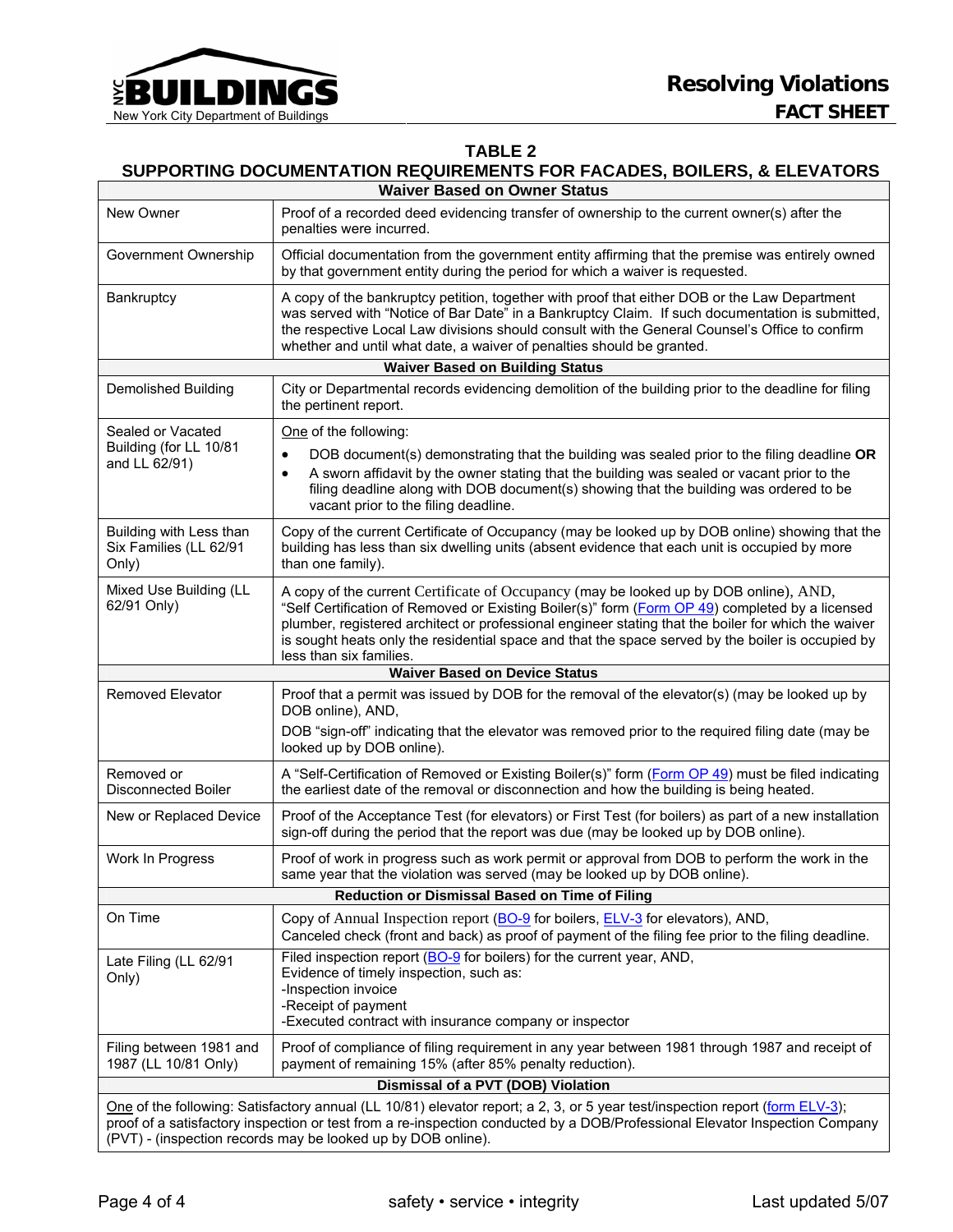## TABLE 2
## SUPPORTING DOCUMENTATION REQUIREMENTS FOR FACADES, BOILERS, & ELEVATORS

| | |
|---|---|
| **Waiver Based on Owner Status** | |
| New Owner | Proof of a recorded deed evidencing transfer of ownership to the current owner(s) after the penalties were incurred. |
| Government Ownership | Official documentation from the government entity affirming that the premise was entirely owned by that government entity during the period for which a waiver is requested. |
| Bankruptcy | A copy of the bankruptcy petition, together with proof that either DOB or the Law Department was served with "Notice of Bar Date" in a Bankruptcy Claim. If such documentation is submitted, the respective Local Law divisions should consult with the General Counsel's Office to confirm whether and until what date, a waiver of penalties should be granted. |
| **Waiver Based on Building Status** | |
| Demolished Building | City or Departmental records evidencing demolition of the building prior to the deadline for filing the pertinent report. |
| Sealed or Vacated Building (for LL 10/81 and LL 62/91) | One of the following:<br>• DOB document(s) demonstrating that the building was sealed prior to the filing deadline **OR**<br>• A sworn affidavit by the owner stating that the building was sealed or vacant prior to the filing deadline along with DOB document(s) showing that the building was ordered to be vacant prior to the filing deadline. |
| Building with Less than Six Families (LL 62/91 Only) | Copy of the current Certificate of Occupancy (may be looked up by DOB online) showing that the building has less than six dwelling units (absent evidence that each unit is occupied by more than one family). |
| Mixed Use Building (LL 62/91 Only) | A copy of the current Certificate of Occupancy (may be looked up by DOB online), AND, "Self Certification of Removed or Existing Boiler(s)" form (Form OP 49) completed by a licensed plumber, registered architect or professional engineer stating that the boiler for which the waiver is sought heats only the residential space and that the space served by the boiler is occupied by less than six families. |
| **Waiver Based on Device Status** | |
| Removed Elevator | Proof that a permit was issued by DOB for the removal of the elevator(s) (may be looked up by DOB online), AND,<br>DOB "sign-off" indicating that the elevator was removed prior to the required filing date (may be looked up by DOB online). |
| Removed or Disconnected Boiler | A "Self-Certification of Removed or Existing Boiler(s)" form (Form OP 49) must be filed indicating the earliest date of the removal or disconnection and how the building is being heated. |
| New or Replaced Device | Proof of the Acceptance Test (for elevators) or First Test (for boilers) as part of a new installation sign-off during the period that the report was due (may be looked up by DOB online). |
| Work In Progress | Proof of work in progress such as work permit or approval from DOB to perform the work in the same year that the violation was served (may be looked up by DOB online). |
| **Reduction or Dismissal Based on Time of Filing** | |
| On Time | Copy of Annual Inspection report (BO-9 for boilers, ELV-3 for elevators), AND,<br>Canceled check (front and back) as proof of payment of the filing fee prior to the filing deadline. |
| Late Filing (LL 62/91 Only) | Filed inspection report (BO-9 for boilers) for the current year, AND,<br>Evidence of timely inspection, such as:<br>-Inspection invoice<br>-Receipt of payment<br>-Executed contract with insurance company or inspector |
| Filing between 1981 and 1987 (LL 10/81 Only) | Proof of compliance of filing requirement in any year between 1981 through 1987 and receipt of payment of remaining 15% (after 85% penalty reduction). |
| **Dismissal of a PVT (DOB) Violation** | |
| One of the following: Satisfactory annual (LL 10/81) elevator report; a 2, 3, or 5 year test/inspection report (form ELV-3); proof of a satisfactory inspection or test from a re-inspection conducted by a DOB/Professional Elevator Inspection Company (PVT) - (inspection records may be looked up by DOB online). | |